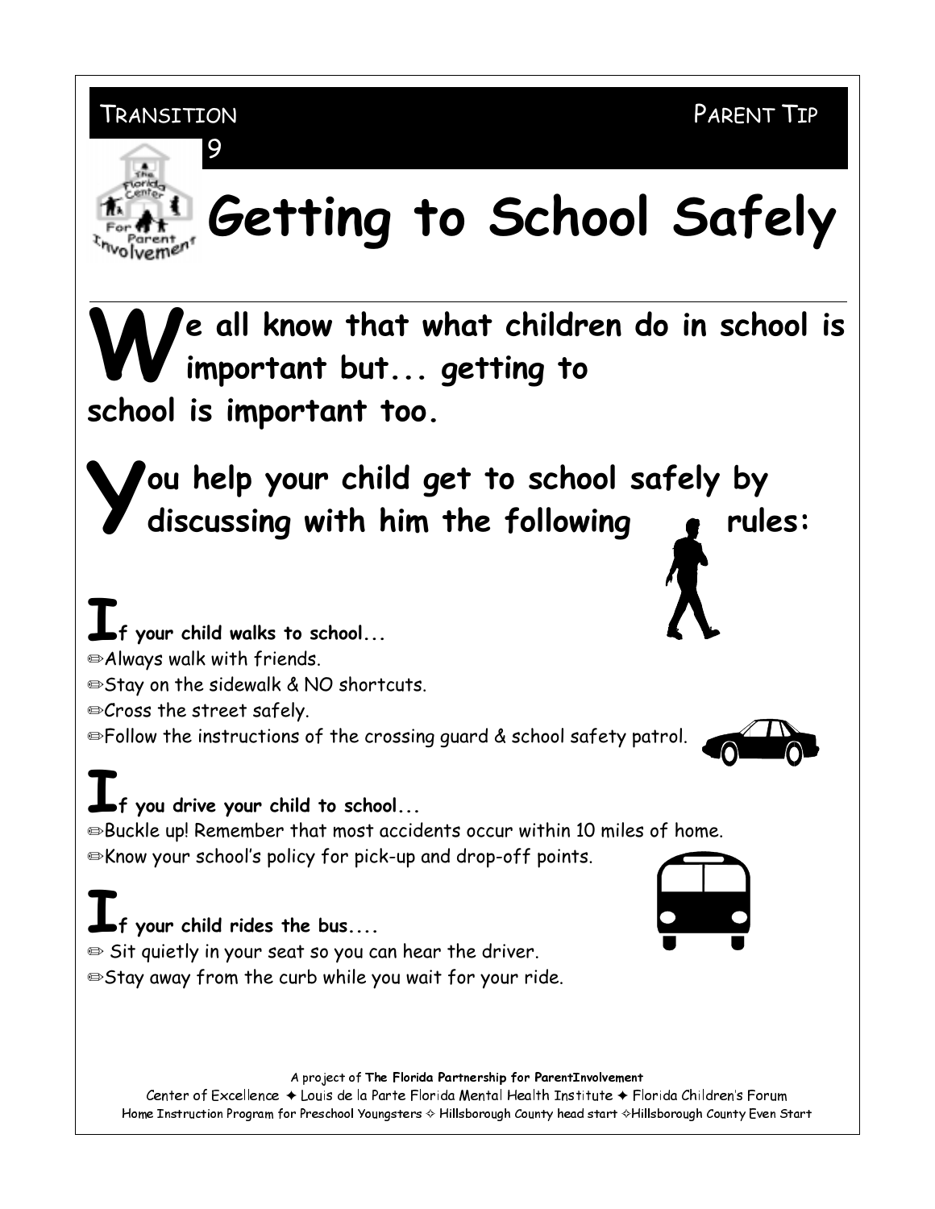TRANSITION 9 PARENT TIP

# Getting to School Safely

**We all know that what children do in school is important but... getting to school is important too.**

**You help your child get to school safely by discussing with him the following rules:**

### If your child walks to school...

- ✏Always walk with friends.
- ✏Stay on the sidewalk & NO shortcuts.
- ✏Cross the street safely.
- ✏Follow the instructions of the crossing guard & school safety patrol.

### If you drive your child to school...

- ✏Buckle up! Remember that most accidents occur within 10 miles of home.
- ✏Know your school's policy for pick-up and drop-off points.

### If your child rides the bus....

- ✏ Sit quietly in your seat so you can hear the driver.
- ✏Stay away from the curb while you wait for your ride.

A project of **The Florida Partnership for ParentInvolvement**

Center of Excellence ✦ Louis de la Parte Florida Mental Health Institute ✦ Florida Children's Forum

Home Instruction Program for Preschool Youngsters ✧ Hillsborough County head start ✧Hillsborough County Even Start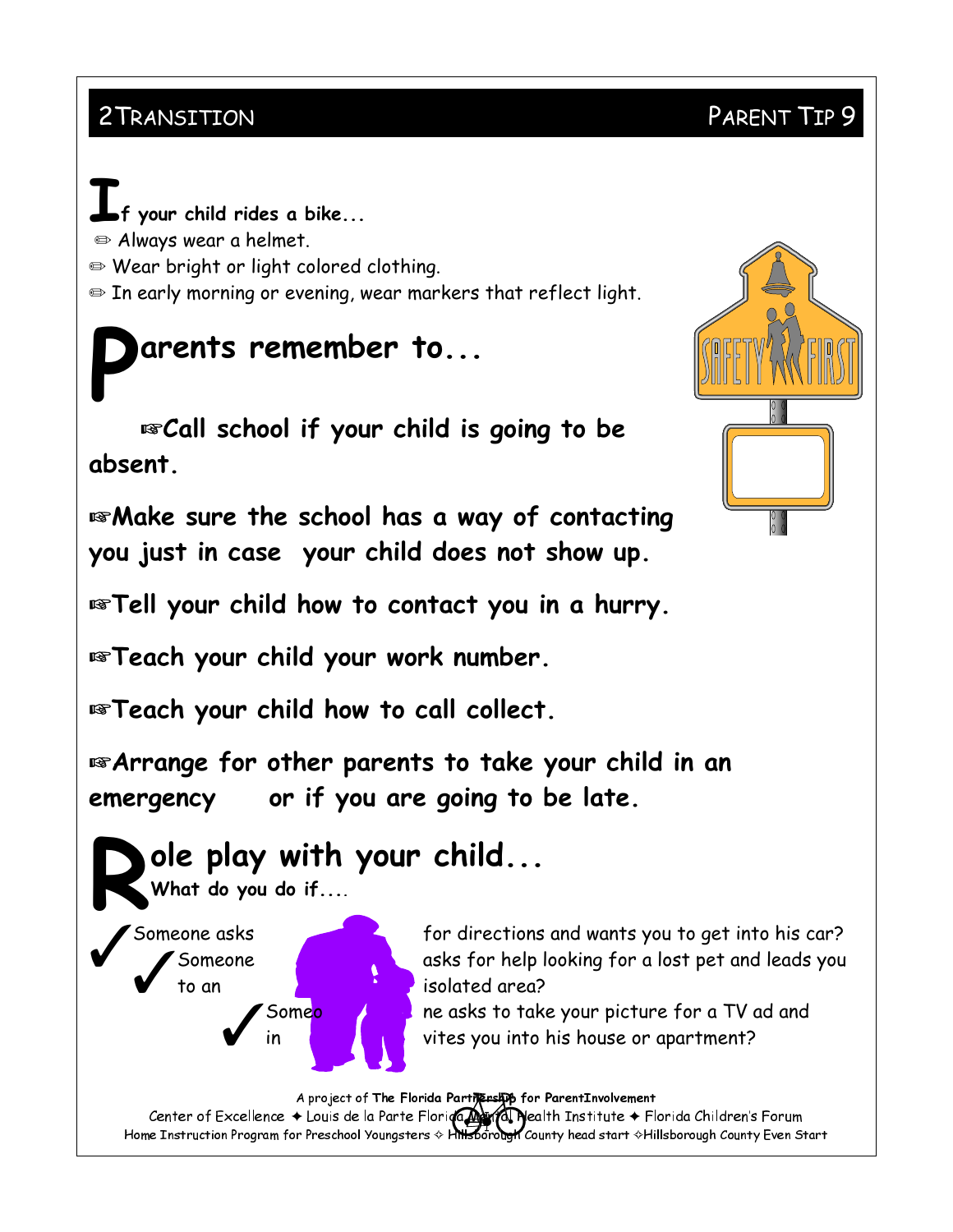# If your child rides a bike...

- ✏ Always wear a helmet.
- ✏ Wear bright or light colored clothing.
- ✏ In early morning or evening, wear markers that reflect light.

# Parents remember to...

☞**Call school if your child is going to be absent.**

☞**Make sure the school has a way of contacting you just in case your child does not show up.**

☞**Tell your child how to contact you in a hurry.**

☞**Teach your child your work number.**

☞**Teach your child how to call collect.**

☞**Arrange for other parents to take your child in an emergency or if you are going to be late.**

# Role play with your child...

**What do you do if....**

- ✓ Someone asks for directions and wants you to get into his car?
- ✓ Someone asks for help looking for a lost pet and leads you to an isolated area?
- ✓ Someone asks to take your picture for a TV ad and invites you into his house or apartment?

A project of **The Florida Partnership for ParentInvolvement**

Center of Excellence ✦ Louis de la Parte Florida Mental Health Institute ✦ Florida Children's Forum

Home Instruction Program for Preschool Youngsters ✧ Hillsborough County head start ✧Hillsborough County Even Start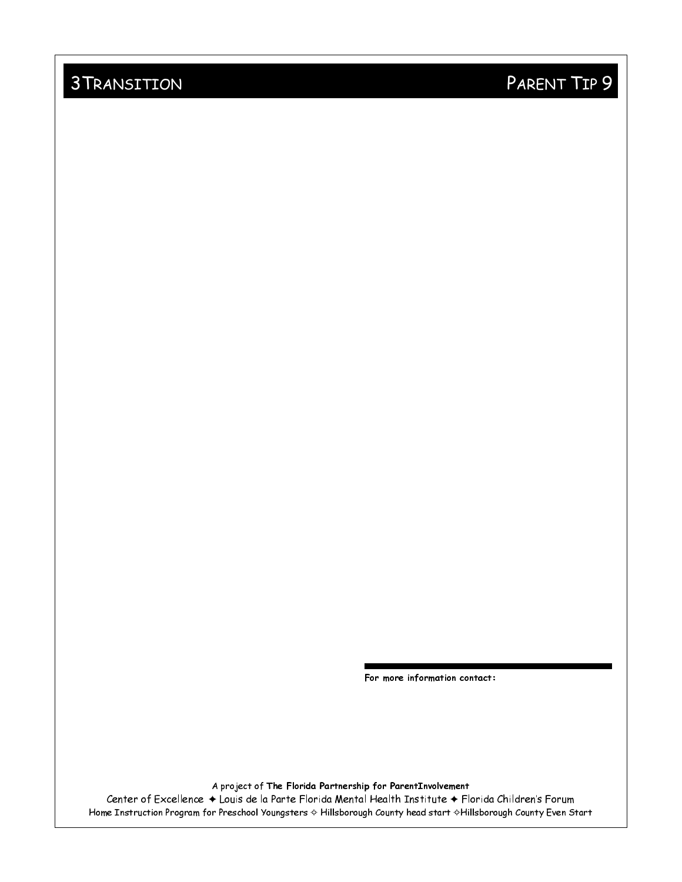# 3 Transition

## Parent Tip 9

For more information contact:

A project of **The Florida Partnership for ParentInvolvement**

Center of Excellence ✦ Louis de la Parte Florida Mental Health Institute ✦ Florida Children's Forum

Home Instruction Program for Preschool Youngsters ✧ Hillsborough County head start ✧Hillsborough County Even Start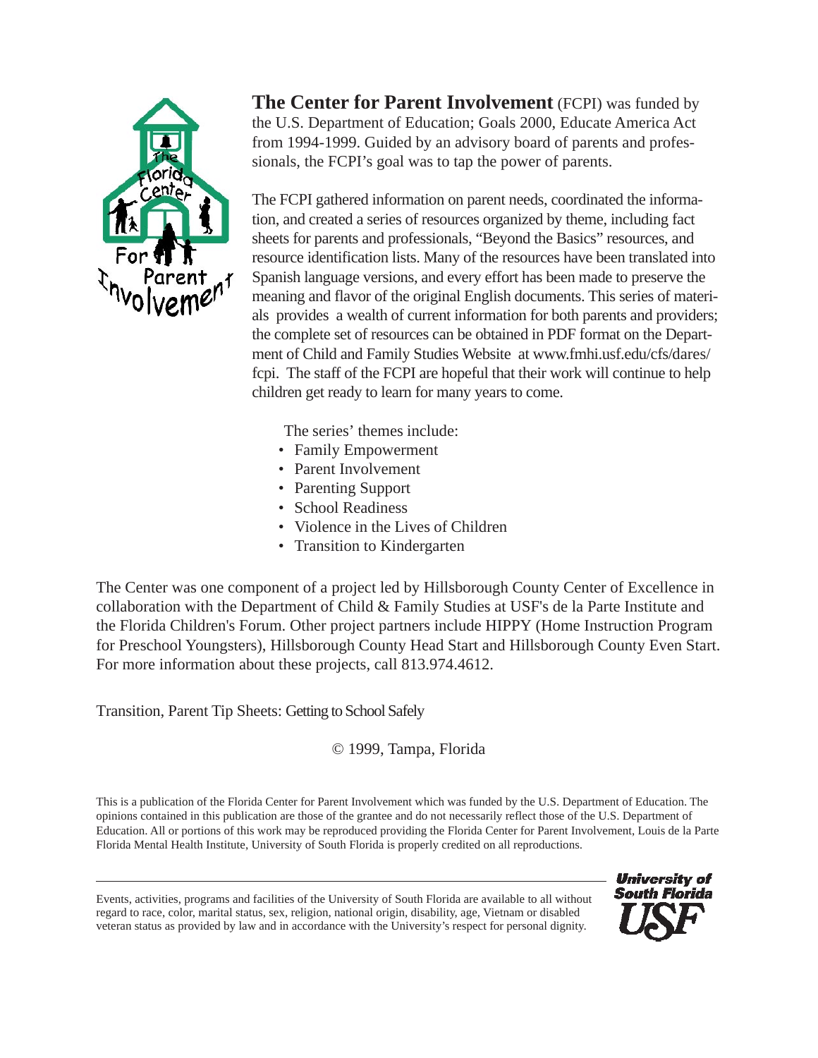**The Center for Parent Involvement** (FCPI) was funded by the U.S. Department of Education; Goals 2000, Educate America Act from 1994-1999. Guided by an advisory board of parents and professionals, the FCPI's goal was to tap the power of parents.

The FCPI gathered information on parent needs, coordinated the information, and created a series of resources organized by theme, including fact sheets for parents and professionals, "Beyond the Basics" resources, and resource identification lists. Many of the resources have been translated into Spanish language versions, and every effort has been made to preserve the meaning and flavor of the original English documents. This series of materials provides a wealth of current information for both parents and providers; the complete set of resources can be obtained in PDF format on the Department of Child and Family Studies Website at www.fmhi.usf.edu/cfs/dares/fcpi. The staff of the FCPI are hopeful that their work will continue to help children get ready to learn for many years to come.

The series' themes include:

- Family Empowerment
- Parent Involvement
- Parenting Support
- School Readiness
- Violence in the Lives of Children
- Transition to Kindergarten

The Center was one component of a project led by Hillsborough County Center of Excellence in collaboration with the Department of Child & Family Studies at USF's de la Parte Institute and the Florida Children's Forum. Other project partners include HIPPY (Home Instruction Program for Preschool Youngsters), Hillsborough County Head Start and Hillsborough County Even Start. For more information about these projects, call 813.974.4612.

Transition, Parent Tip Sheets: Getting to School Safely

© 1999, Tampa, Florida

This is a publication of the Florida Center for Parent Involvement which was funded by the U.S. Department of Education. The opinions contained in this publication are those of the grantee and do not necessarily reflect those of the U.S. Department of Education. All or portions of this work may be reproduced providing the Florida Center for Parent Involvement, Louis de la Parte Florida Mental Health Institute, University of South Florida is properly credited on all reproductions.

---

Events, activities, programs and facilities of the University of South Florida are available to all without regard to race, color, marital status, sex, religion, national origin, disability, age, Vietnam or disabled veteran status as provided by law and in accordance with the University's respect for personal dignity.

University of South Florida
USF